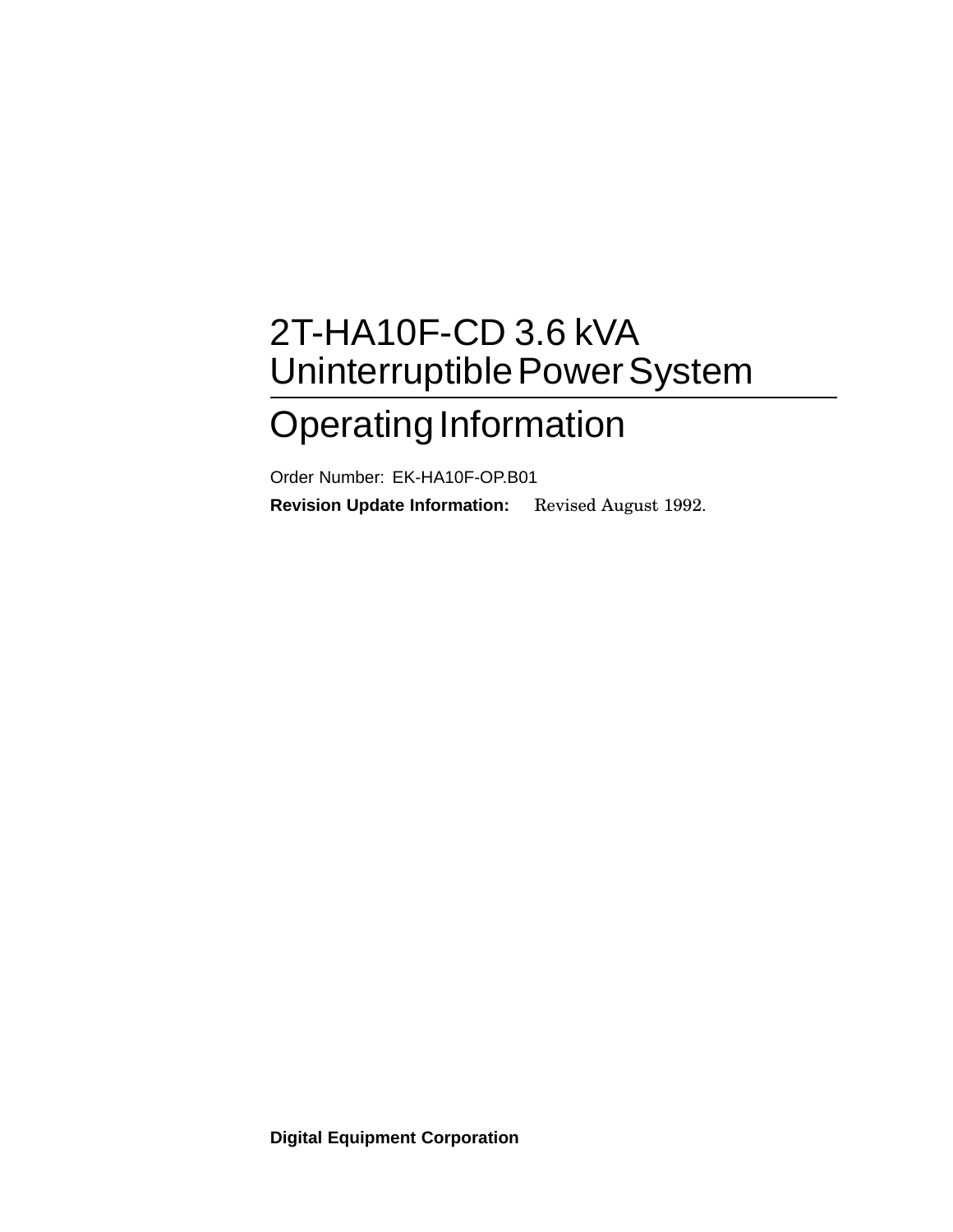# 2T-HA10F-CD 3.6 kVA Uninterruptible Power System

## Operating Information

Order Number: EK-HA10F-OP.B01

**Revision Update Information:** Revised August 1992.

**Digital Equipment Corporation**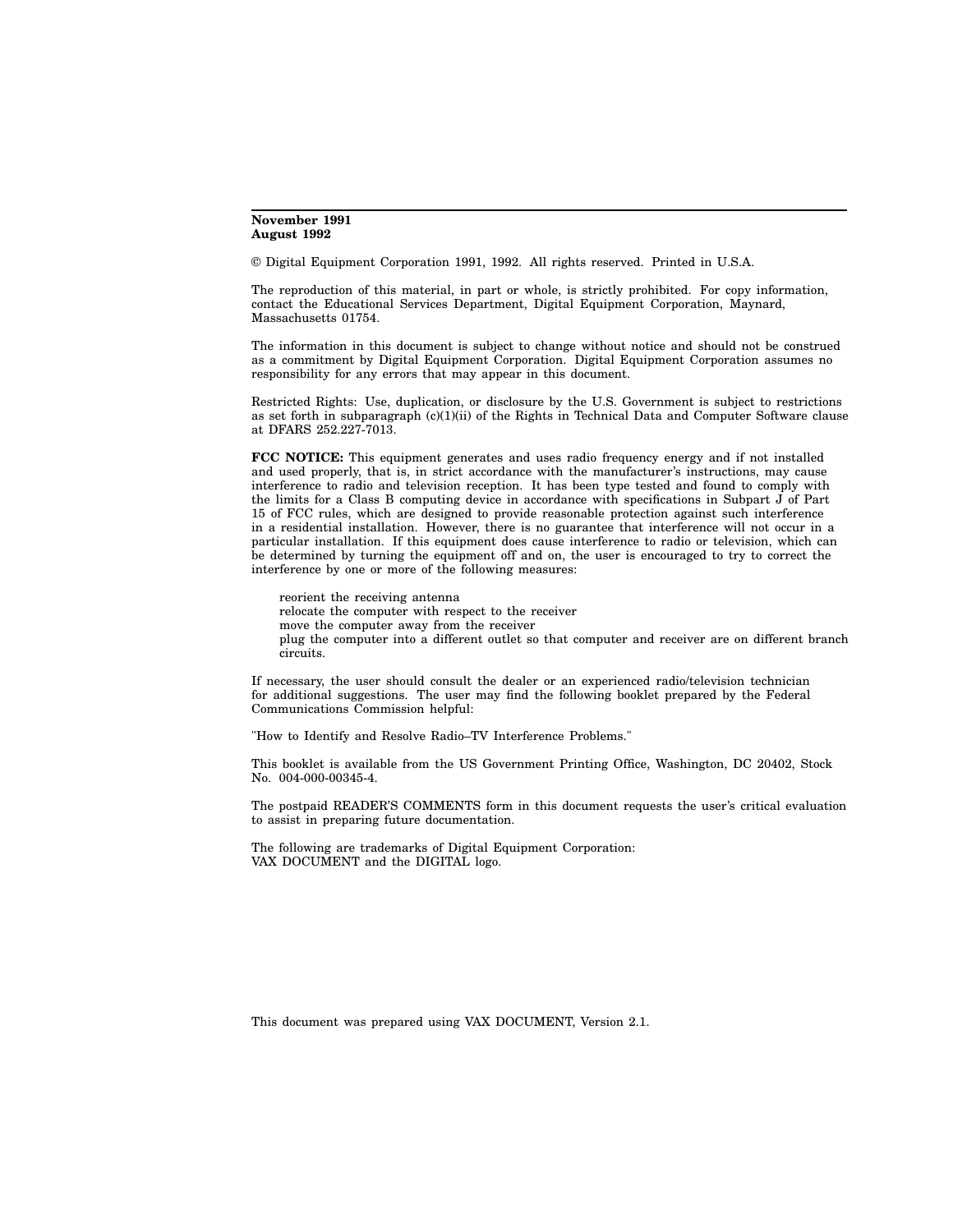**November 1991**
**August 1992**

© Digital Equipment Corporation 1991, 1992. All rights reserved. Printed in U.S.A.

The reproduction of this material, in part or whole, is strictly prohibited. For copy information, contact the Educational Services Department, Digital Equipment Corporation, Maynard, Massachusetts 01754.

The information in this document is subject to change without notice and should not be construed as a commitment by Digital Equipment Corporation. Digital Equipment Corporation assumes no responsibility for any errors that may appear in this document.

Restricted Rights: Use, duplication, or disclosure by the U.S. Government is subject to restrictions as set forth in subparagraph (c)(1)(ii) of the Rights in Technical Data and Computer Software clause at DFARS 252.227-7013.

**FCC NOTICE:** This equipment generates and uses radio frequency energy and if not installed and used properly, that is, in strict accordance with the manufacturer's instructions, may cause interference to radio and television reception. It has been type tested and found to comply with the limits for a Class B computing device in accordance with specifications in Subpart J of Part 15 of FCC rules, which are designed to provide reasonable protection against such interference in a residential installation. However, there is no guarantee that interference will not occur in a particular installation. If this equipment does cause interference to radio or television, which can be determined by turning the equipment off and on, the user is encouraged to try to correct the interference by one or more of the following measures:

reorient the receiving antenna
relocate the computer with respect to the receiver
move the computer away from the receiver
plug the computer into a different outlet so that computer and receiver are on different branch circuits.

If necessary, the user should consult the dealer or an experienced radio/television technician for additional suggestions. The user may find the following booklet prepared by the Federal Communications Commission helpful:

"How to Identify and Resolve Radio–TV Interference Problems."

This booklet is available from the US Government Printing Office, Washington, DC 20402, Stock No. 004-000-00345-4.

The postpaid READER'S COMMENTS form in this document requests the user's critical evaluation to assist in preparing future documentation.

The following are trademarks of Digital Equipment Corporation:
VAX DOCUMENT and the DIGITAL logo.

This document was prepared using VAX DOCUMENT, Version 2.1.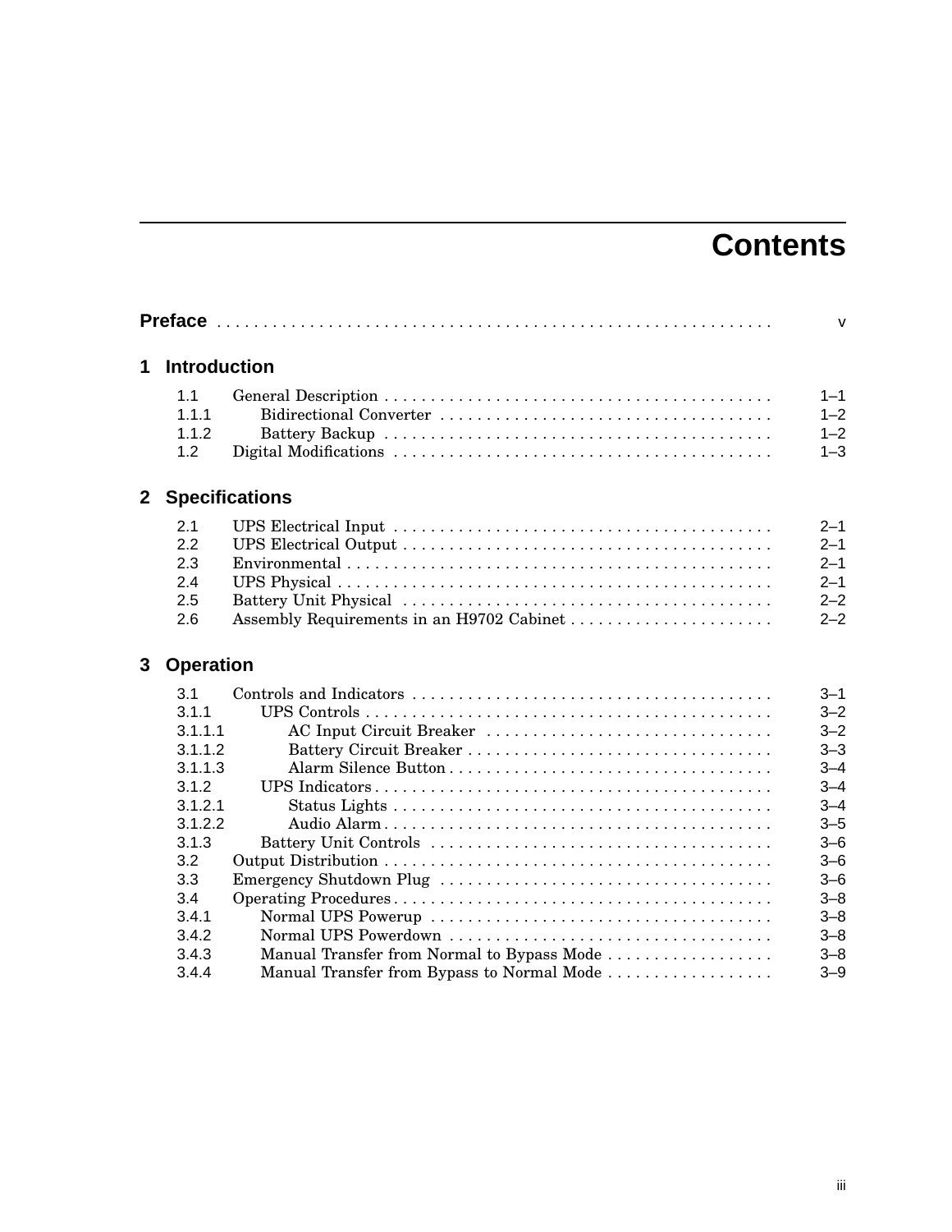# Contents

**Preface** . . . . . . . . . . . . . . . . . . . . . . . . . . . . . . . . . . . . . . . . . . . . . . . . . . . . . . . . . . . v

## 1 Introduction

| | | |
|---|---|---|
| 1.1 | General Description | 1–1 |
| 1.1.1 | Bidirectional Converter | 1–2 |
| 1.1.2 | Battery Backup | 1–2 |
| 1.2 | Digital Modifications | 1–3 |

## 2 Specifications

| | | |
|---|---|---|
| 2.1 | UPS Electrical Input | 2–1 |
| 2.2 | UPS Electrical Output | 2–1 |
| 2.3 | Environmental | 2–1 |
| 2.4 | UPS Physical | 2–1 |
| 2.5 | Battery Unit Physical | 2–2 |
| 2.6 | Assembly Requirements in an H9702 Cabinet | 2–2 |

## 3 Operation

| | | |
|---|---|---|
| 3.1 | Controls and Indicators | 3–1 |
| 3.1.1 | UPS Controls | 3–2 |
| 3.1.1.1 | AC Input Circuit Breaker | 3–2 |
| 3.1.1.2 | Battery Circuit Breaker | 3–3 |
| 3.1.1.3 | Alarm Silence Button | 3–4 |
| 3.1.2 | UPS Indicators | 3–4 |
| 3.1.2.1 | Status Lights | 3–4 |
| 3.1.2.2 | Audio Alarm | 3–5 |
| 3.1.3 | Battery Unit Controls | 3–6 |
| 3.2 | Output Distribution | 3–6 |
| 3.3 | Emergency Shutdown Plug | 3–6 |
| 3.4 | Operating Procedures | 3–8 |
| 3.4.1 | Normal UPS Powerup | 3–8 |
| 3.4.2 | Normal UPS Powerdown | 3–8 |
| 3.4.3 | Manual Transfer from Normal to Bypass Mode | 3–8 |
| 3.4.4 | Manual Transfer from Bypass to Normal Mode | 3–9 |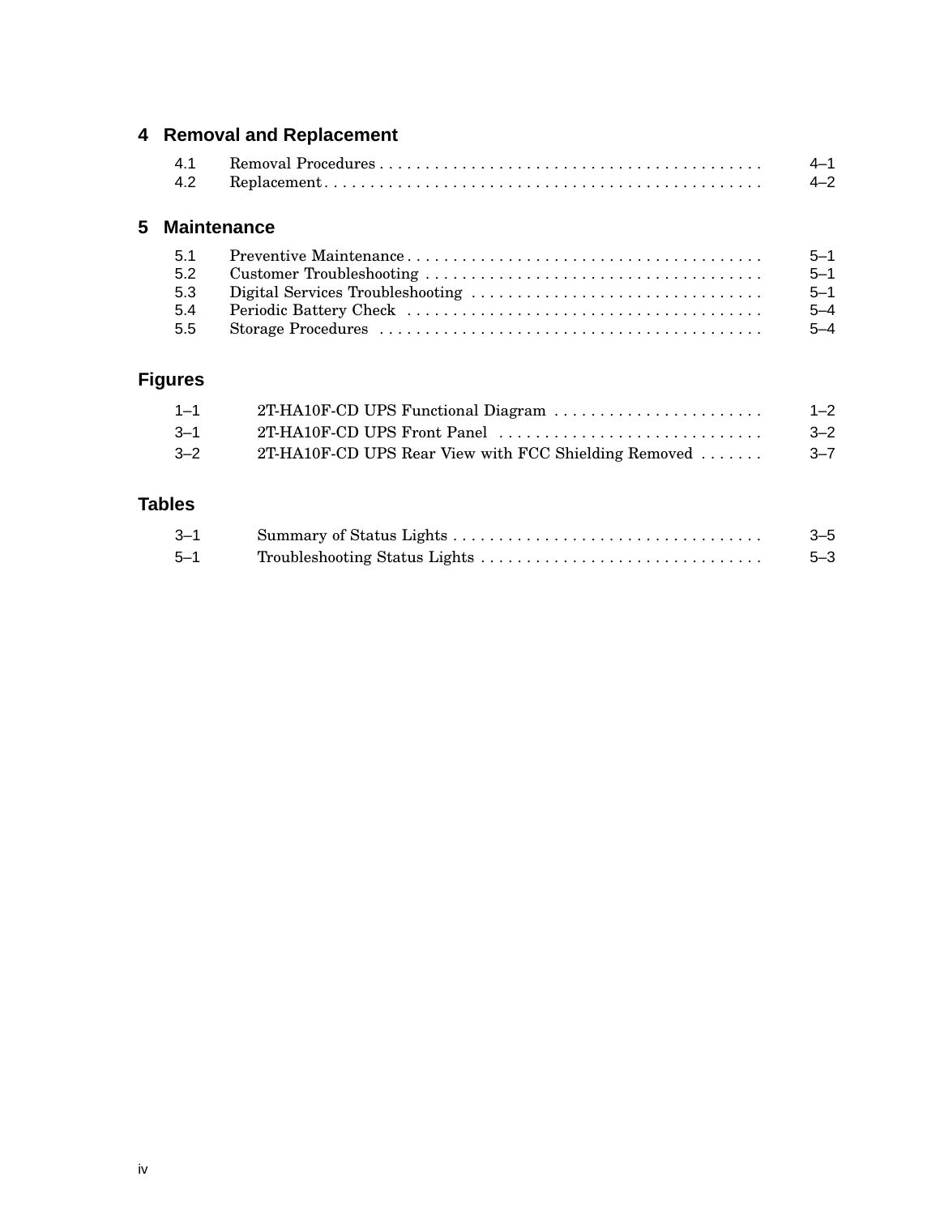## 4 Removal and Replacement

| | | |
|---|---|---|
| 4.1 | Removal Procedures | 4–1 |
| 4.2 | Replacement | 4–2 |

## 5 Maintenance

| | | |
|---|---|---|
| 5.1 | Preventive Maintenance | 5–1 |
| 5.2 | Customer Troubleshooting | 5–1 |
| 5.3 | Digital Services Troubleshooting | 5–1 |
| 5.4 | Periodic Battery Check | 5–4 |
| 5.5 | Storage Procedures | 5–4 |

## Figures

| | | |
|---|---|---|
| 1–1 | 2T-HA10F-CD UPS Functional Diagram | 1–2 |
| 3–1 | 2T-HA10F-CD UPS Front Panel | 3–2 |
| 3–2 | 2T-HA10F-CD UPS Rear View with FCC Shielding Removed | 3–7 |

## Tables

| | | |
|---|---|---|
| 3–1 | Summary of Status Lights | 3–5 |
| 5–1 | Troubleshooting Status Lights | 5–3 |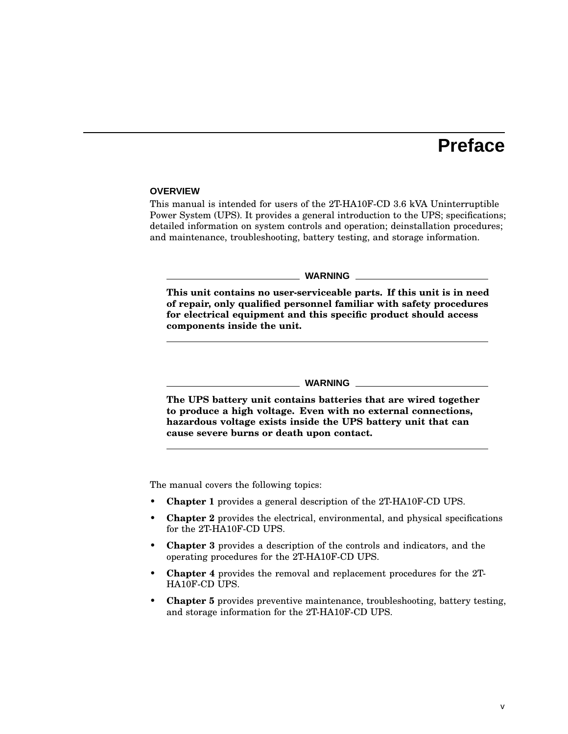# Preface

## OVERVIEW

This manual is intended for users of the 2T-HA10F-CD 3.6 kVA Uninterruptible Power System (UPS). It provides a general introduction to the UPS; specifications; detailed information on system controls and operation; deinstallation procedures; and maintenance, troubleshooting, battery testing, and storage information.

**WARNING**

**This unit contains no user-serviceable parts. If this unit is in need of repair, only qualified personnel familiar with safety procedures for electrical equipment and this specific product should access components inside the unit.**

**WARNING**

**The UPS battery unit contains batteries that are wired together to produce a high voltage. Even with no external connections, hazardous voltage exists inside the UPS battery unit that can cause severe burns or death upon contact.**

The manual covers the following topics:

- **Chapter 1** provides a general description of the 2T-HA10F-CD UPS.
- **Chapter 2** provides the electrical, environmental, and physical specifications for the 2T-HA10F-CD UPS.
- **Chapter 3** provides a description of the controls and indicators, and the operating procedures for the 2T-HA10F-CD UPS.
- **Chapter 4** provides the removal and replacement procedures for the 2T-HA10F-CD UPS.
- **Chapter 5** provides preventive maintenance, troubleshooting, battery testing, and storage information for the 2T-HA10F-CD UPS.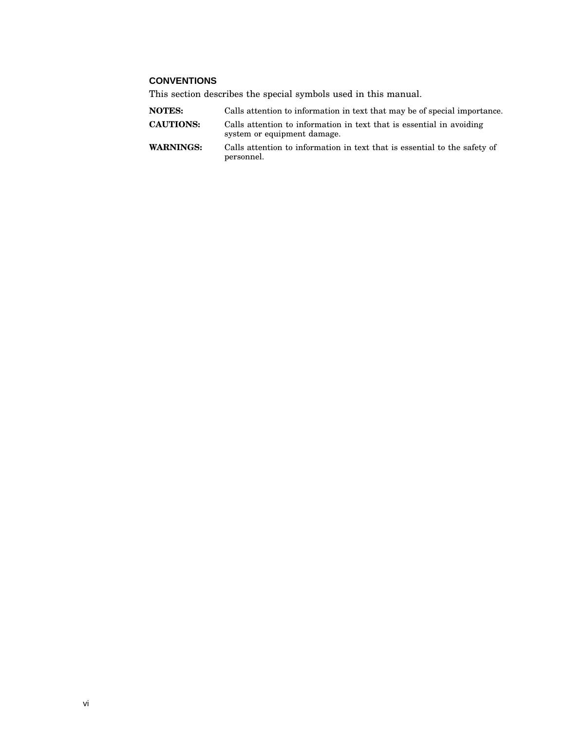## CONVENTIONS

This section describes the special symbols used in this manual.

| | |
|---|---|
| **NOTES:** | Calls attention to information in text that may be of special importance. |
| **CAUTIONS:** | Calls attention to information in text that is essential in avoiding system or equipment damage. |
| **WARNINGS:** | Calls attention to information in text that is essential to the safety of personnel. |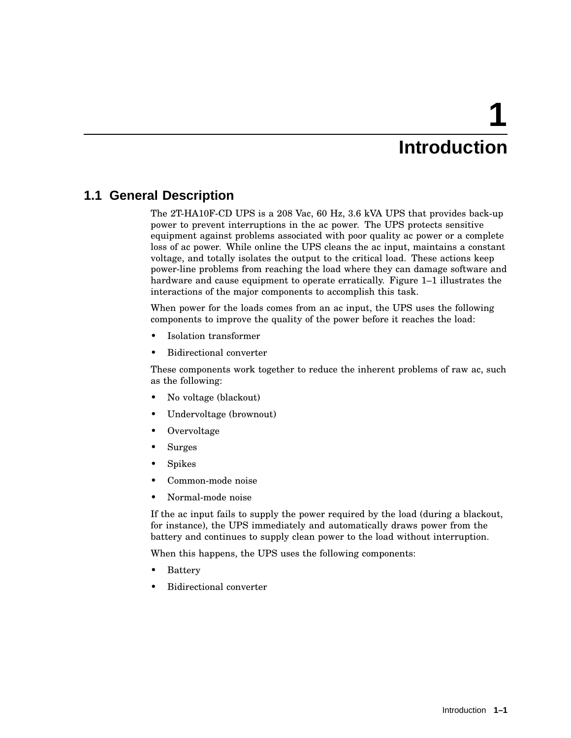# 1 Introduction

## 1.1 General Description

The 2T-HA10F-CD UPS is a 208 Vac, 60 Hz, 3.6 kVA UPS that provides back-up power to prevent interruptions in the ac power. The UPS protects sensitive equipment against problems associated with poor quality ac power or a complete loss of ac power. While online the UPS cleans the ac input, maintains a constant voltage, and totally isolates the output to the critical load. These actions keep power-line problems from reaching the load where they can damage software and hardware and cause equipment to operate erratically. Figure 1–1 illustrates the interactions of the major components to accomplish this task.

When power for the loads comes from an ac input, the UPS uses the following components to improve the quality of the power before it reaches the load:

- Isolation transformer
- Bidirectional converter

These components work together to reduce the inherent problems of raw ac, such as the following:

- No voltage (blackout)
- Undervoltage (brownout)
- Overvoltage
- Surges
- Spikes
- Common-mode noise
- Normal-mode noise

If the ac input fails to supply the power required by the load (during a blackout, for instance), the UPS immediately and automatically draws power from the battery and continues to supply clean power to the load without interruption.

When this happens, the UPS uses the following components:

- Battery
- Bidirectional converter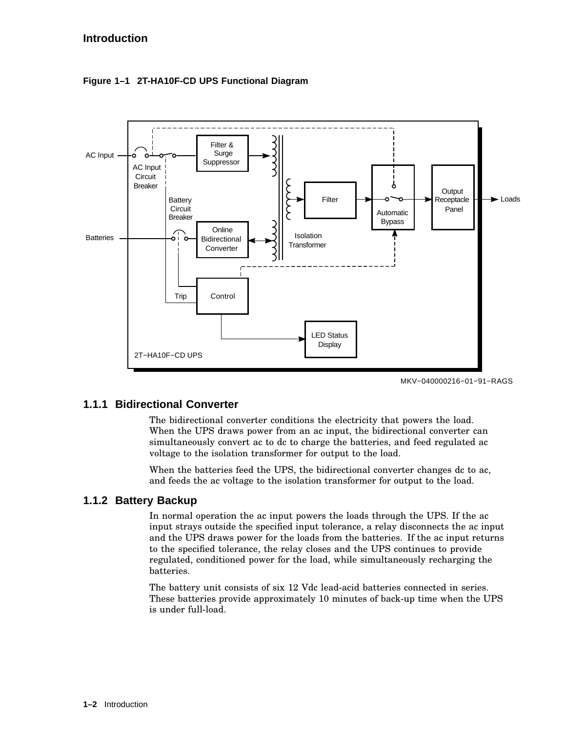**Figure 1–1 2T-HA10F-CD UPS Functional Diagram**

## 1.1.1 Bidirectional Converter

The bidirectional converter conditions the electricity that powers the load. When the UPS draws power from an ac input, the bidirectional converter can simultaneously convert ac to dc to charge the batteries, and feed regulated ac voltage to the isolation transformer for output to the load.

When the batteries feed the UPS, the bidirectional converter changes dc to ac, and feeds the ac voltage to the isolation transformer for output to the load.

## 1.1.2 Battery Backup

In normal operation the ac input powers the loads through the UPS. If the ac input strays outside the specified input tolerance, a relay disconnects the ac input and the UPS draws power for the loads from the batteries. If the ac input returns to the specified tolerance, the relay closes and the UPS continues to provide regulated, conditioned power for the load, while simultaneously recharging the batteries.

The battery unit consists of six 12 Vdc lead-acid batteries connected in series. These batteries provide approximately 10 minutes of back-up time when the UPS is under full-load.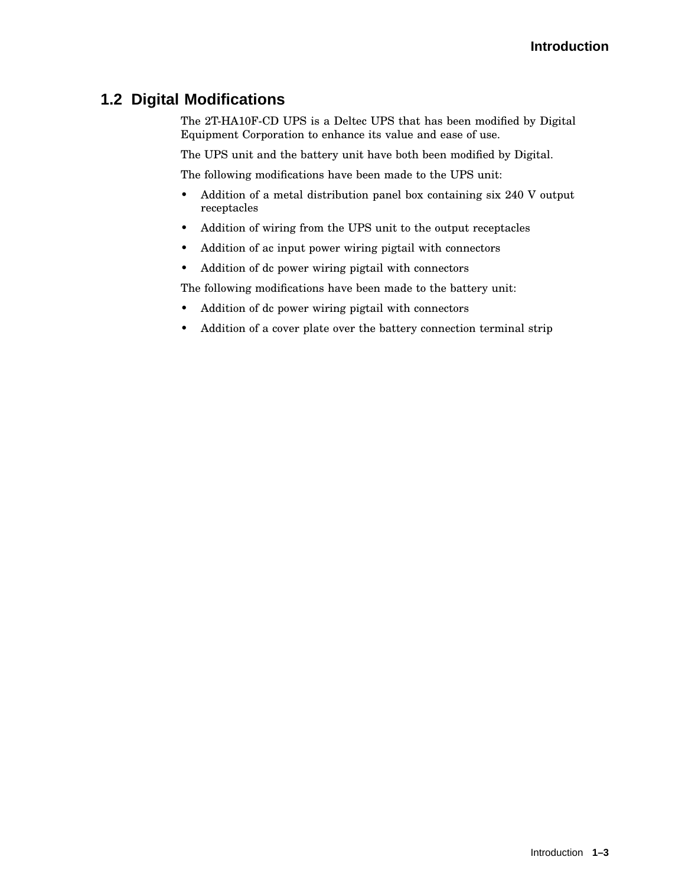## 1.2 Digital Modifications

The 2T-HA10F-CD UPS is a Deltec UPS that has been modified by Digital Equipment Corporation to enhance its value and ease of use.

The UPS unit and the battery unit have both been modified by Digital.

The following modifications have been made to the UPS unit:

- Addition of a metal distribution panel box containing six 240 V output receptacles
- Addition of wiring from the UPS unit to the output receptacles
- Addition of ac input power wiring pigtail with connectors
- Addition of dc power wiring pigtail with connectors

The following modifications have been made to the battery unit:

- Addition of dc power wiring pigtail with connectors
- Addition of a cover plate over the battery connection terminal strip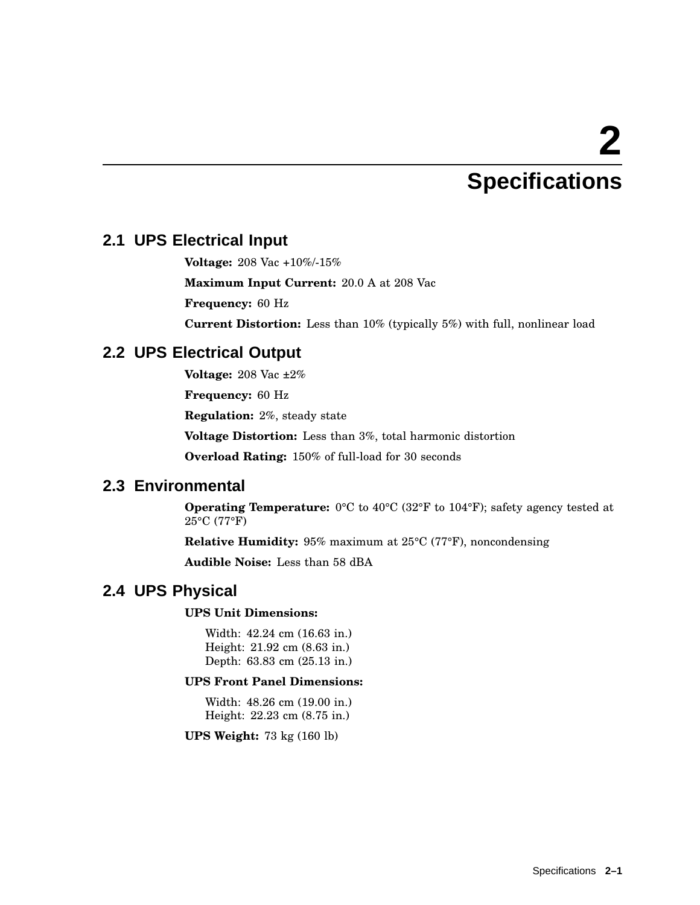# 2 Specifications

## 2.1 UPS Electrical Input

**Voltage:** 208 Vac +10%/-15%

**Maximum Input Current:** 20.0 A at 208 Vac

**Frequency:** 60 Hz

**Current Distortion:** Less than 10% (typically 5%) with full, nonlinear load

## 2.2 UPS Electrical Output

**Voltage:** 208 Vac ±2%

**Frequency:** 60 Hz

**Regulation:** 2%, steady state

**Voltage Distortion:** Less than 3%, total harmonic distortion

**Overload Rating:** 150% of full-load for 30 seconds

## 2.3 Environmental

**Operating Temperature:** 0°C to 40°C (32°F to 104°F); safety agency tested at 25°C (77°F)

**Relative Humidity:** 95% maximum at 25°C (77°F), noncondensing

**Audible Noise:** Less than 58 dBA

## 2.4 UPS Physical

**UPS Unit Dimensions:**

Width: 42.24 cm (16.63 in.)
Height: 21.92 cm (8.63 in.)
Depth: 63.83 cm (25.13 in.)

**UPS Front Panel Dimensions:**

Width: 48.26 cm (19.00 in.)
Height: 22.23 cm (8.75 in.)

**UPS Weight:** 73 kg (160 lb)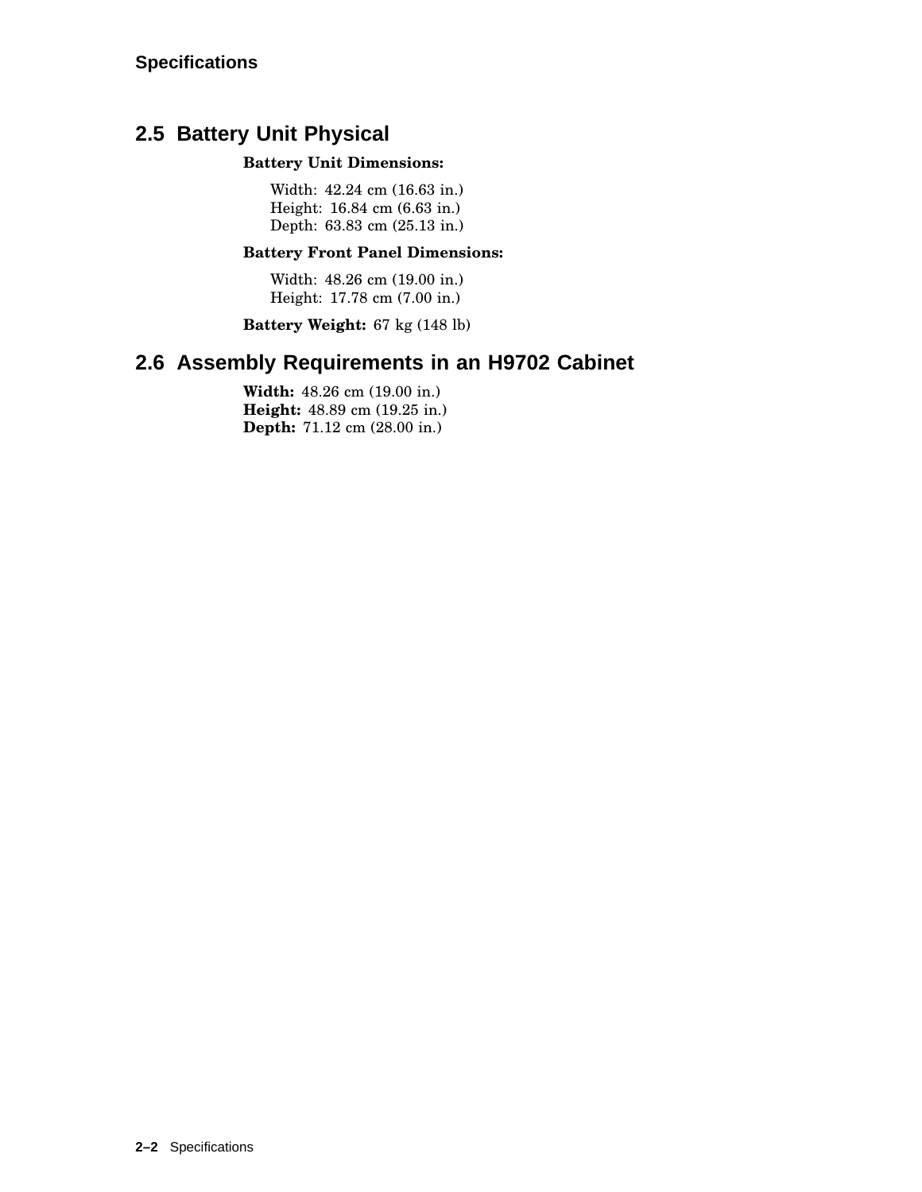## 2.5 Battery Unit Physical

**Battery Unit Dimensions:**

Width: 42.24 cm (16.63 in.)
Height: 16.84 cm (6.63 in.)
Depth: 63.83 cm (25.13 in.)

**Battery Front Panel Dimensions:**

Width: 48.26 cm (19.00 in.)
Height: 17.78 cm (7.00 in.)

**Battery Weight:** 67 kg (148 lb)

## 2.6 Assembly Requirements in an H9702 Cabinet

**Width:** 48.26 cm (19.00 in.)
**Height:** 48.89 cm (19.25 in.)
**Depth:** 71.12 cm (28.00 in.)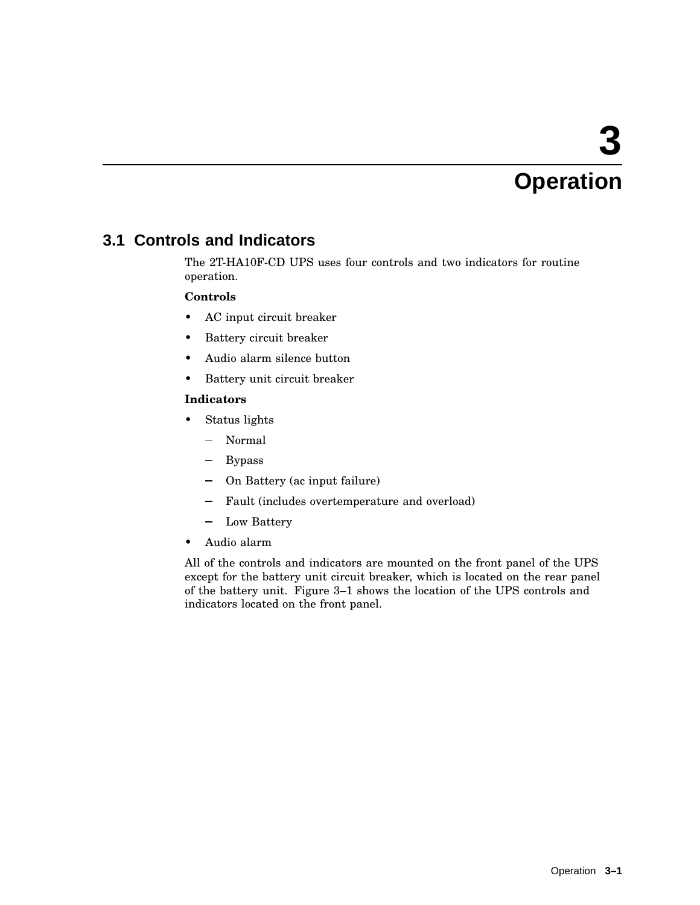# 3 Operation

## 3.1 Controls and Indicators

The 2T-HA10F-CD UPS uses four controls and two indicators for routine operation.

**Controls**

- AC input circuit breaker
- Battery circuit breaker
- Audio alarm silence button
- Battery unit circuit breaker

**Indicators**

- Status lights
  - Normal
  - Bypass
  - On Battery (ac input failure)
  - Fault (includes overtemperature and overload)
  - Low Battery
- Audio alarm

All of the controls and indicators are mounted on the front panel of the UPS except for the battery unit circuit breaker, which is located on the rear panel of the battery unit. Figure 3–1 shows the location of the UPS controls and indicators located on the front panel.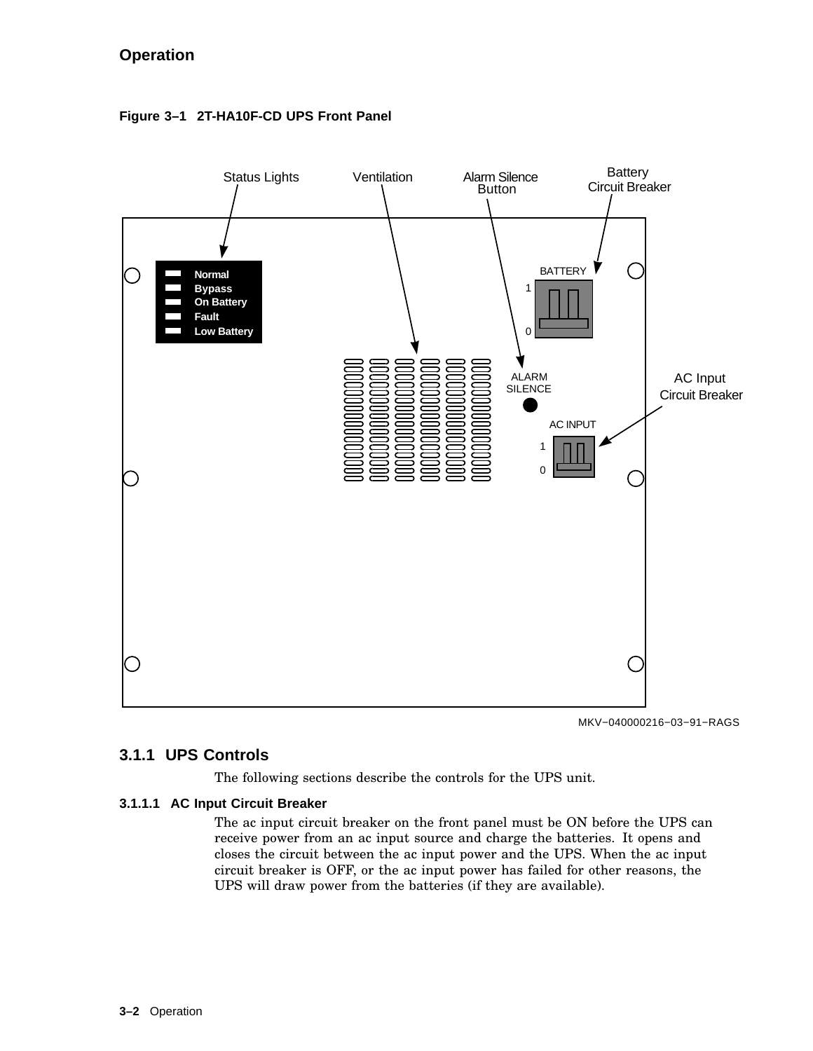## Figure 3–1 2T-HA10F-CD UPS Front Panel

Status Lights Ventilation Alarm Silence Button Battery Circuit Breaker

Normal
Bypass
On Battery
Fault
Low Battery

BATTERY
1
0

ALARM SILENCE

AC INPUT
1
0

AC Input Circuit Breaker

MKV−040000216−03−91−RAGS

### 3.1.1 UPS Controls

The following sections describe the controls for the UPS unit.

#### 3.1.1.1 AC Input Circuit Breaker

The ac input circuit breaker on the front panel must be ON before the UPS can receive power from an ac input source and charge the batteries. It opens and closes the circuit between the ac input power and the UPS. When the ac input circuit breaker is OFF, or the ac input power has failed for other reasons, the UPS will draw power from the batteries (if they are available).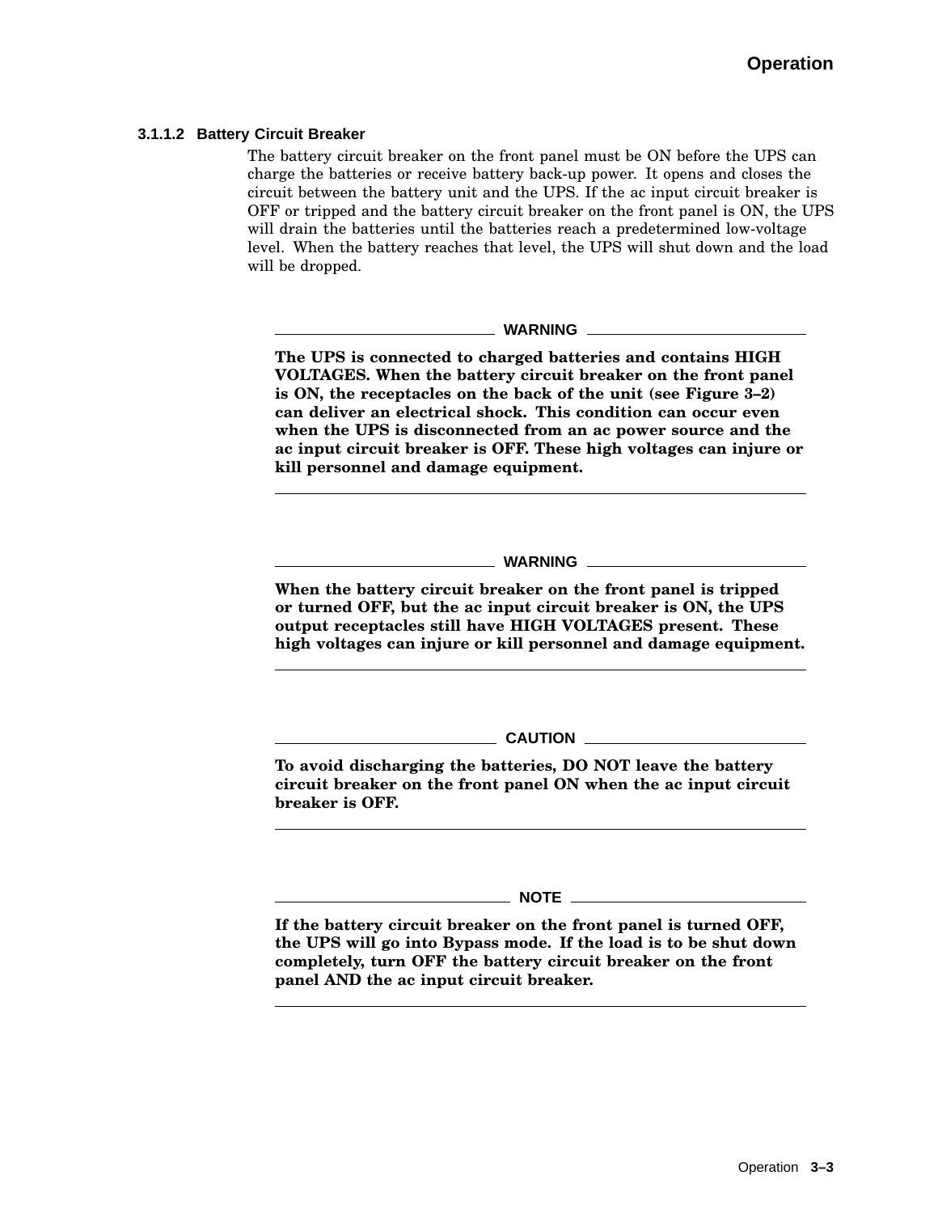#### 3.1.1.2 Battery Circuit Breaker

The battery circuit breaker on the front panel must be ON before the UPS can charge the batteries or receive battery back-up power. It opens and closes the circuit between the battery unit and the UPS. If the ac input circuit breaker is OFF or tripped and the battery circuit breaker on the front panel is ON, the UPS will drain the batteries until the batteries reach a predetermined low-voltage level. When the battery reaches that level, the UPS will shut down and the load will be dropped.

---

**WARNING**

**The UPS is connected to charged batteries and contains HIGH VOLTAGES. When the battery circuit breaker on the front panel is ON, the receptacles on the back of the unit (see Figure 3–2) can deliver an electrical shock. This condition can occur even when the UPS is disconnected from an ac power source and the ac input circuit breaker is OFF. These high voltages can injure or kill personnel and damage equipment.**

---

**WARNING**

**When the battery circuit breaker on the front panel is tripped or turned OFF, but the ac input circuit breaker is ON, the UPS output receptacles still have HIGH VOLTAGES present. These high voltages can injure or kill personnel and damage equipment.**

---

**CAUTION**

**To avoid discharging the batteries, DO NOT leave the battery circuit breaker on the front panel ON when the ac input circuit breaker is OFF.**

---

**NOTE**

**If the battery circuit breaker on the front panel is turned OFF, the UPS will go into Bypass mode. If the load is to be shut down completely, turn OFF the battery circuit breaker on the front panel AND the ac input circuit breaker.**

---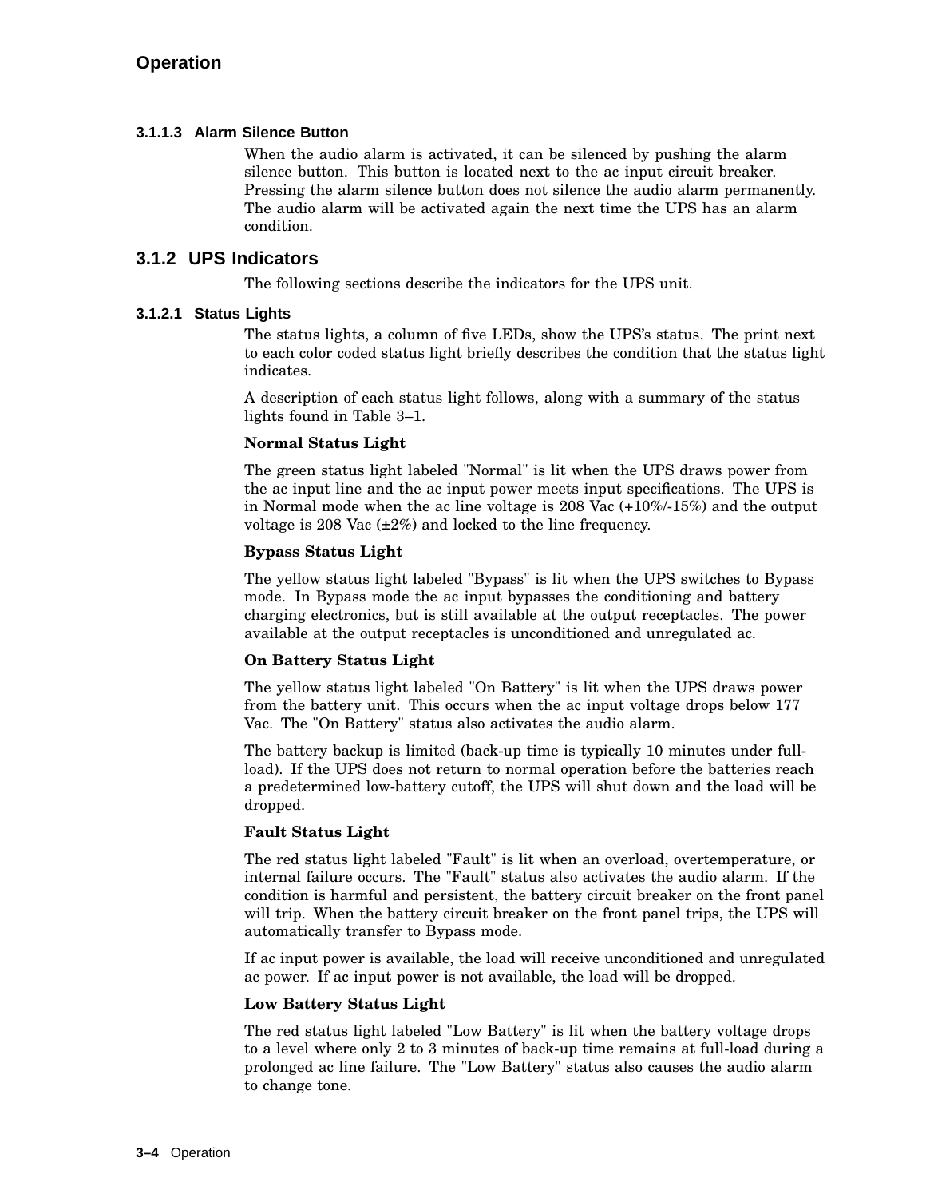#### 3.1.1.3 Alarm Silence Button

When the audio alarm is activated, it can be silenced by pushing the alarm silence button. This button is located next to the ac input circuit breaker. Pressing the alarm silence button does not silence the audio alarm permanently. The audio alarm will be activated again the next time the UPS has an alarm condition.

### 3.1.2 UPS Indicators

The following sections describe the indicators for the UPS unit.

#### 3.1.2.1 Status Lights

The status lights, a column of five LEDs, show the UPS's status. The print next to each color coded status light briefly describes the condition that the status light indicates.

A description of each status light follows, along with a summary of the status lights found in Table 3–1.

**Normal Status Light**

The green status light labeled "Normal" is lit when the UPS draws power from the ac input line and the ac input power meets input specifications. The UPS is in Normal mode when the ac line voltage is 208 Vac (+10%/-15%) and the output voltage is 208 Vac (±2%) and locked to the line frequency.

**Bypass Status Light**

The yellow status light labeled "Bypass" is lit when the UPS switches to Bypass mode. In Bypass mode the ac input bypasses the conditioning and battery charging electronics, but is still available at the output receptacles. The power available at the output receptacles is unconditioned and unregulated ac.

**On Battery Status Light**

The yellow status light labeled "On Battery" is lit when the UPS draws power from the battery unit. This occurs when the ac input voltage drops below 177 Vac. The "On Battery" status also activates the audio alarm.

The battery backup is limited (back-up time is typically 10 minutes under full-load). If the UPS does not return to normal operation before the batteries reach a predetermined low-battery cutoff, the UPS will shut down and the load will be dropped.

**Fault Status Light**

The red status light labeled "Fault" is lit when an overload, overtemperature, or internal failure occurs. The "Fault" status also activates the audio alarm. If the condition is harmful and persistent, the battery circuit breaker on the front panel will trip. When the battery circuit breaker on the front panel trips, the UPS will automatically transfer to Bypass mode.

If ac input power is available, the load will receive unconditioned and unregulated ac power. If ac input power is not available, the load will be dropped.

**Low Battery Status Light**

The red status light labeled "Low Battery" is lit when the battery voltage drops to a level where only 2 to 3 minutes of back-up time remains at full-load during a prolonged ac line failure. The "Low Battery" status also causes the audio alarm to change tone.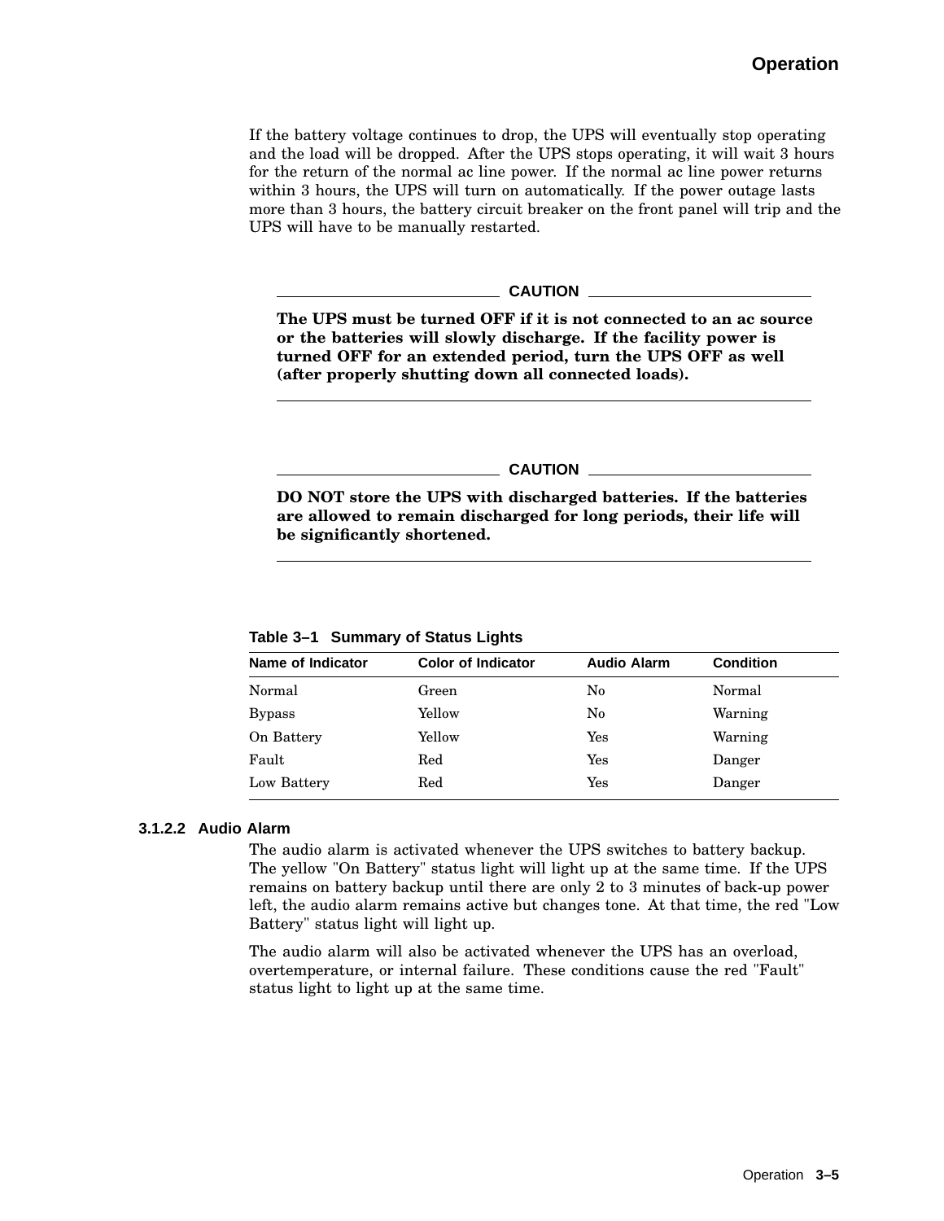If the battery voltage continues to drop, the UPS will eventually stop operating and the load will be dropped. After the UPS stops operating, it will wait 3 hours for the return of the normal ac line power. If the normal ac line power returns within 3 hours, the UPS will turn on automatically. If the power outage lasts more than 3 hours, the battery circuit breaker on the front panel will trip and the UPS will have to be manually restarted.

**CAUTION**

**The UPS must be turned OFF if it is not connected to an ac source or the batteries will slowly discharge. If the facility power is turned OFF for an extended period, turn the UPS OFF as well (after properly shutting down all connected loads).**

**CAUTION**

**DO NOT store the UPS with discharged batteries. If the batteries are allowed to remain discharged for long periods, their life will be significantly shortened.**

**Table 3–1 Summary of Status Lights**

| Name of Indicator | Color of Indicator | Audio Alarm | Condition |
|---|---|---|---|
| Normal | Green | No | Normal |
| Bypass | Yellow | No | Warning |
| On Battery | Yellow | Yes | Warning |
| Fault | Red | Yes | Danger |
| Low Battery | Red | Yes | Danger |

#### 3.1.2.2 Audio Alarm

The audio alarm is activated whenever the UPS switches to battery backup. The yellow "On Battery" status light will light up at the same time. If the UPS remains on battery backup until there are only 2 to 3 minutes of back-up power left, the audio alarm remains active but changes tone. At that time, the red "Low Battery" status light will light up.

The audio alarm will also be activated whenever the UPS has an overload, overtemperature, or internal failure. These conditions cause the red "Fault" status light to light up at the same time.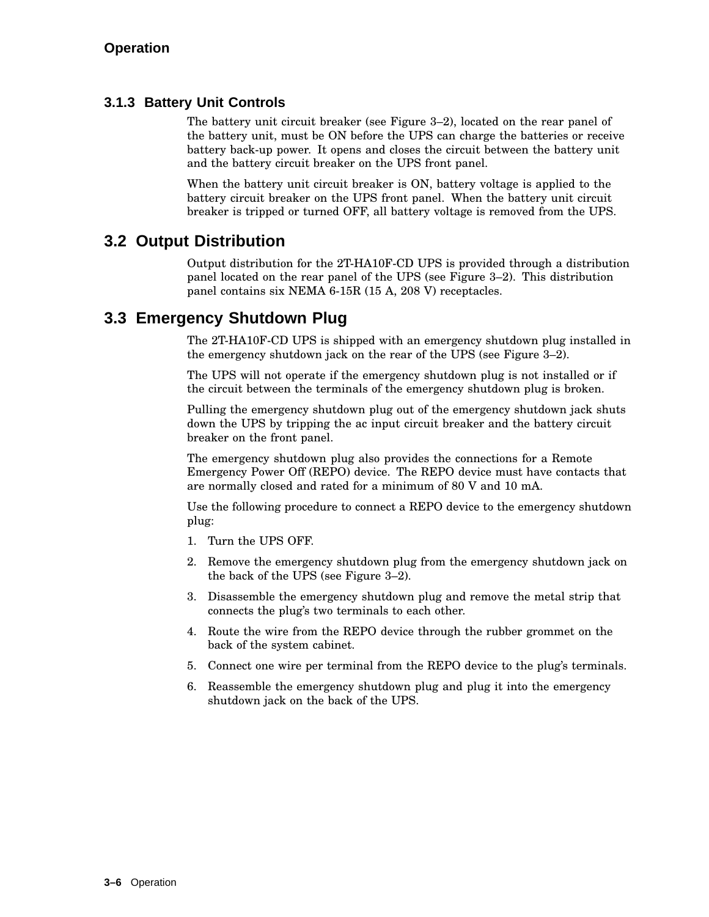### 3.1.3 Battery Unit Controls

The battery unit circuit breaker (see Figure 3–2), located on the rear panel of the battery unit, must be ON before the UPS can charge the batteries or receive battery back-up power. It opens and closes the circuit between the battery unit and the battery circuit breaker on the UPS front panel.

When the battery unit circuit breaker is ON, battery voltage is applied to the battery circuit breaker on the UPS front panel. When the battery unit circuit breaker is tripped or turned OFF, all battery voltage is removed from the UPS.

## 3.2 Output Distribution

Output distribution for the 2T-HA10F-CD UPS is provided through a distribution panel located on the rear panel of the UPS (see Figure 3–2). This distribution panel contains six NEMA 6-15R (15 A, 208 V) receptacles.

## 3.3 Emergency Shutdown Plug

The 2T-HA10F-CD UPS is shipped with an emergency shutdown plug installed in the emergency shutdown jack on the rear of the UPS (see Figure 3–2).

The UPS will not operate if the emergency shutdown plug is not installed or if the circuit between the terminals of the emergency shutdown plug is broken.

Pulling the emergency shutdown plug out of the emergency shutdown jack shuts down the UPS by tripping the ac input circuit breaker and the battery circuit breaker on the front panel.

The emergency shutdown plug also provides the connections for a Remote Emergency Power Off (REPO) device. The REPO device must have contacts that are normally closed and rated for a minimum of 80 V and 10 mA.

Use the following procedure to connect a REPO device to the emergency shutdown plug:

1. Turn the UPS OFF.
2. Remove the emergency shutdown plug from the emergency shutdown jack on the back of the UPS (see Figure 3–2).
3. Disassemble the emergency shutdown plug and remove the metal strip that connects the plug's two terminals to each other.
4. Route the wire from the REPO device through the rubber grommet on the back of the system cabinet.
5. Connect one wire per terminal from the REPO device to the plug's terminals.
6. Reassemble the emergency shutdown plug and plug it into the emergency shutdown jack on the back of the UPS.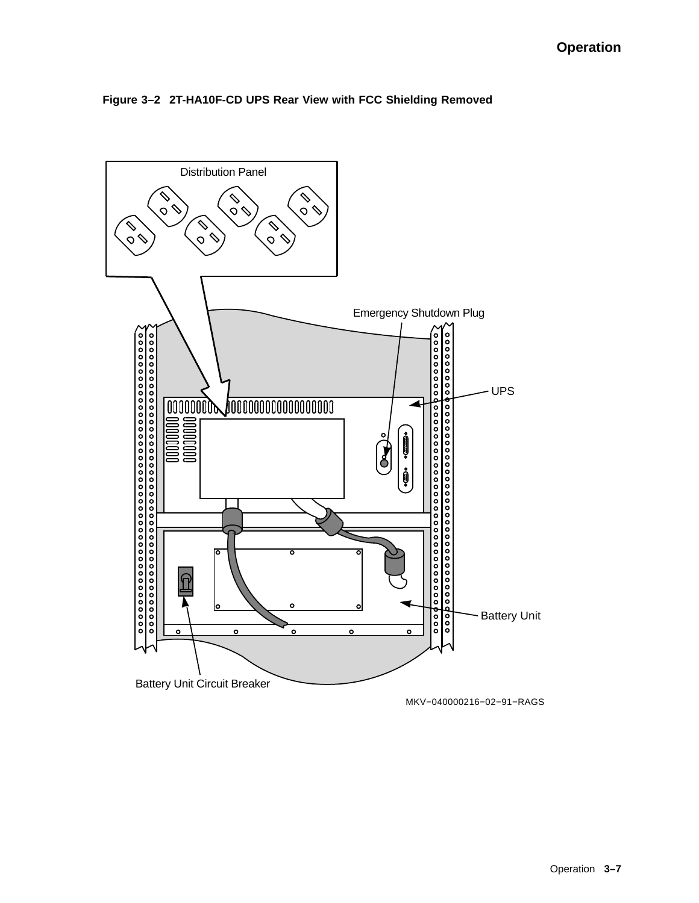**Figure 3–2 2T-HA10F-CD UPS Rear View with FCC Shielding Removed**

Distribution Panel

Emergency Shutdown Plug

UPS

Battery Unit

Battery Unit Circuit Breaker

MKV−040000216−02−91−RAGS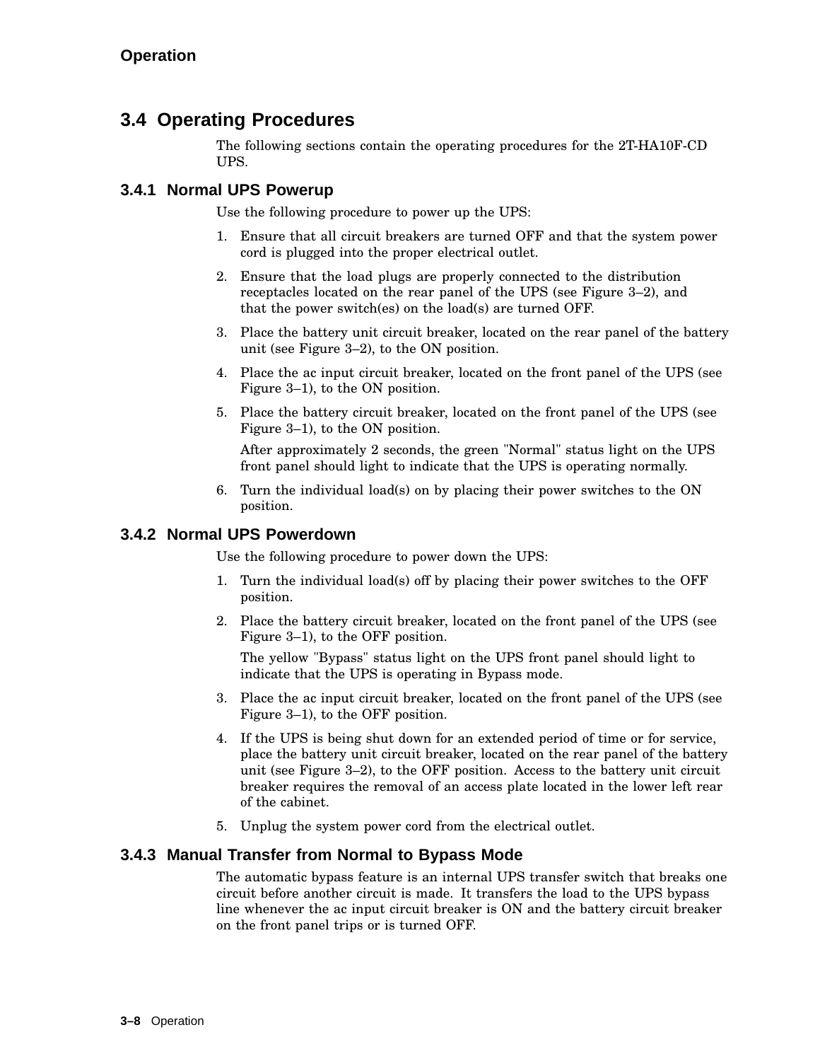## 3.4 Operating Procedures

The following sections contain the operating procedures for the 2T-HA10F-CD UPS.

### 3.4.1 Normal UPS Powerup

Use the following procedure to power up the UPS:

1. Ensure that all circuit breakers are turned OFF and that the system power cord is plugged into the proper electrical outlet.
2. Ensure that the load plugs are properly connected to the distribution receptacles located on the rear panel of the UPS (see Figure 3–2), and that the power switch(es) on the load(s) are turned OFF.
3. Place the battery unit circuit breaker, located on the rear panel of the battery unit (see Figure 3–2), to the ON position.
4. Place the ac input circuit breaker, located on the front panel of the UPS (see Figure 3–1), to the ON position.
5. Place the battery circuit breaker, located on the front panel of the UPS (see Figure 3–1), to the ON position.

   After approximately 2 seconds, the green "Normal" status light on the UPS front panel should light to indicate that the UPS is operating normally.
6. Turn the individual load(s) on by placing their power switches to the ON position.

### 3.4.2 Normal UPS Powerdown

Use the following procedure to power down the UPS:

1. Turn the individual load(s) off by placing their power switches to the OFF position.
2. Place the battery circuit breaker, located on the front panel of the UPS (see Figure 3–1), to the OFF position.

   The yellow "Bypass" status light on the UPS front panel should light to indicate that the UPS is operating in Bypass mode.
3. Place the ac input circuit breaker, located on the front panel of the UPS (see Figure 3–1), to the OFF position.
4. If the UPS is being shut down for an extended period of time or for service, place the battery unit circuit breaker, located on the rear panel of the battery unit (see Figure 3–2), to the OFF position. Access to the battery unit circuit breaker requires the removal of an access plate located in the lower left rear of the cabinet.
5. Unplug the system power cord from the electrical outlet.

### 3.4.3 Manual Transfer from Normal to Bypass Mode

The automatic bypass feature is an internal UPS transfer switch that breaks one circuit before another circuit is made. It transfers the load to the UPS bypass line whenever the ac input circuit breaker is ON and the battery circuit breaker on the front panel trips or is turned OFF.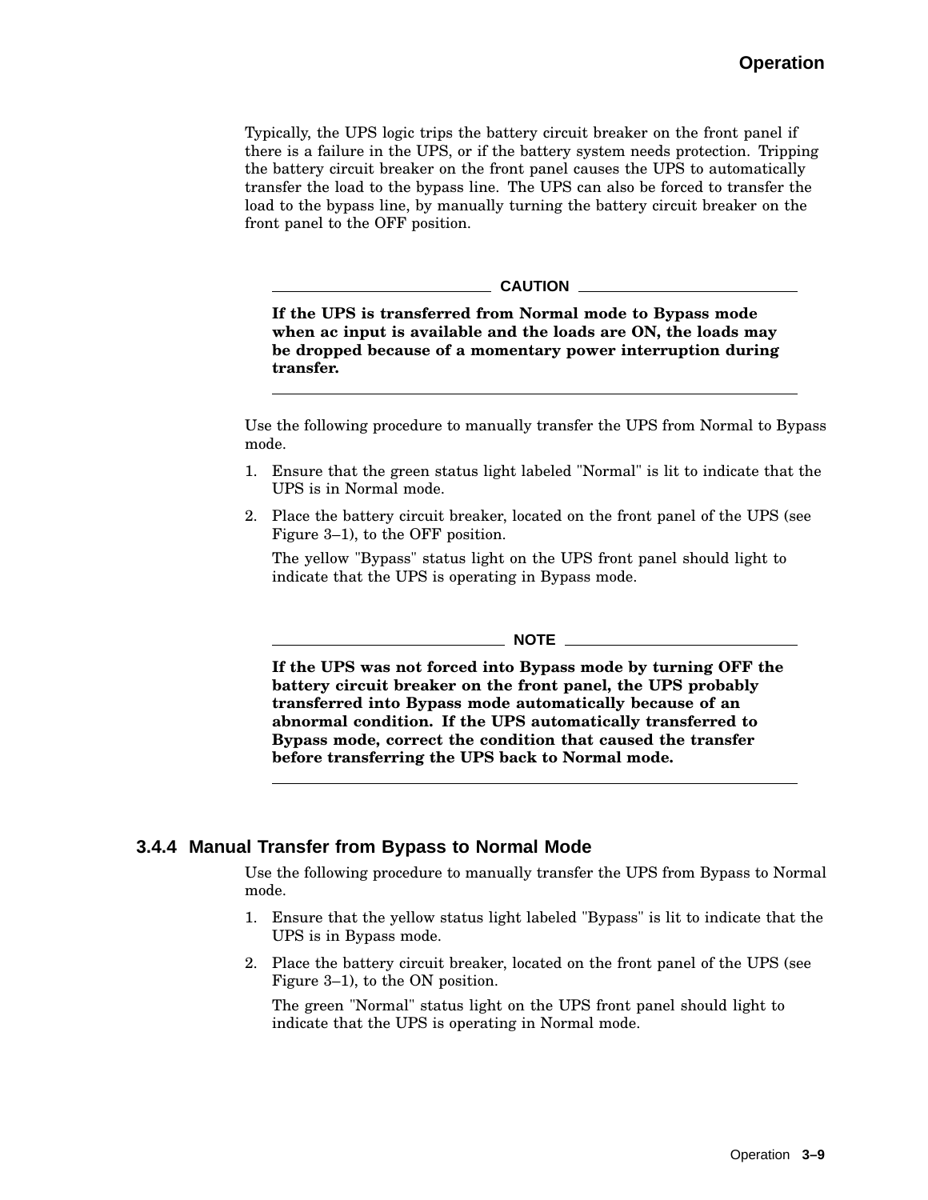Typically, the UPS logic trips the battery circuit breaker on the front panel if there is a failure in the UPS, or if the battery system needs protection. Tripping the battery circuit breaker on the front panel causes the UPS to automatically transfer the load to the bypass line. The UPS can also be forced to transfer the load to the bypass line, by manually turning the battery circuit breaker on the front panel to the OFF position.

---

**CAUTION**

**If the UPS is transferred from Normal mode to Bypass mode when ac input is available and the loads are ON, the loads may be dropped because of a momentary power interruption during transfer.**

---

Use the following procedure to manually transfer the UPS from Normal to Bypass mode.

1. Ensure that the green status light labeled "Normal" is lit to indicate that the UPS is in Normal mode.
2. Place the battery circuit breaker, located on the front panel of the UPS (see Figure 3–1), to the OFF position.

   The yellow "Bypass" status light on the UPS front panel should light to indicate that the UPS is operating in Bypass mode.

---

**NOTE**

**If the UPS was not forced into Bypass mode by turning OFF the battery circuit breaker on the front panel, the UPS probably transferred into Bypass mode automatically because of an abnormal condition. If the UPS automatically transferred to Bypass mode, correct the condition that caused the transfer before transferring the UPS back to Normal mode.**

---

### 3.4.4 Manual Transfer from Bypass to Normal Mode

Use the following procedure to manually transfer the UPS from Bypass to Normal mode.

1. Ensure that the yellow status light labeled "Bypass" is lit to indicate that the UPS is in Bypass mode.
2. Place the battery circuit breaker, located on the front panel of the UPS (see Figure 3–1), to the ON position.

   The green "Normal" status light on the UPS front panel should light to indicate that the UPS is operating in Normal mode.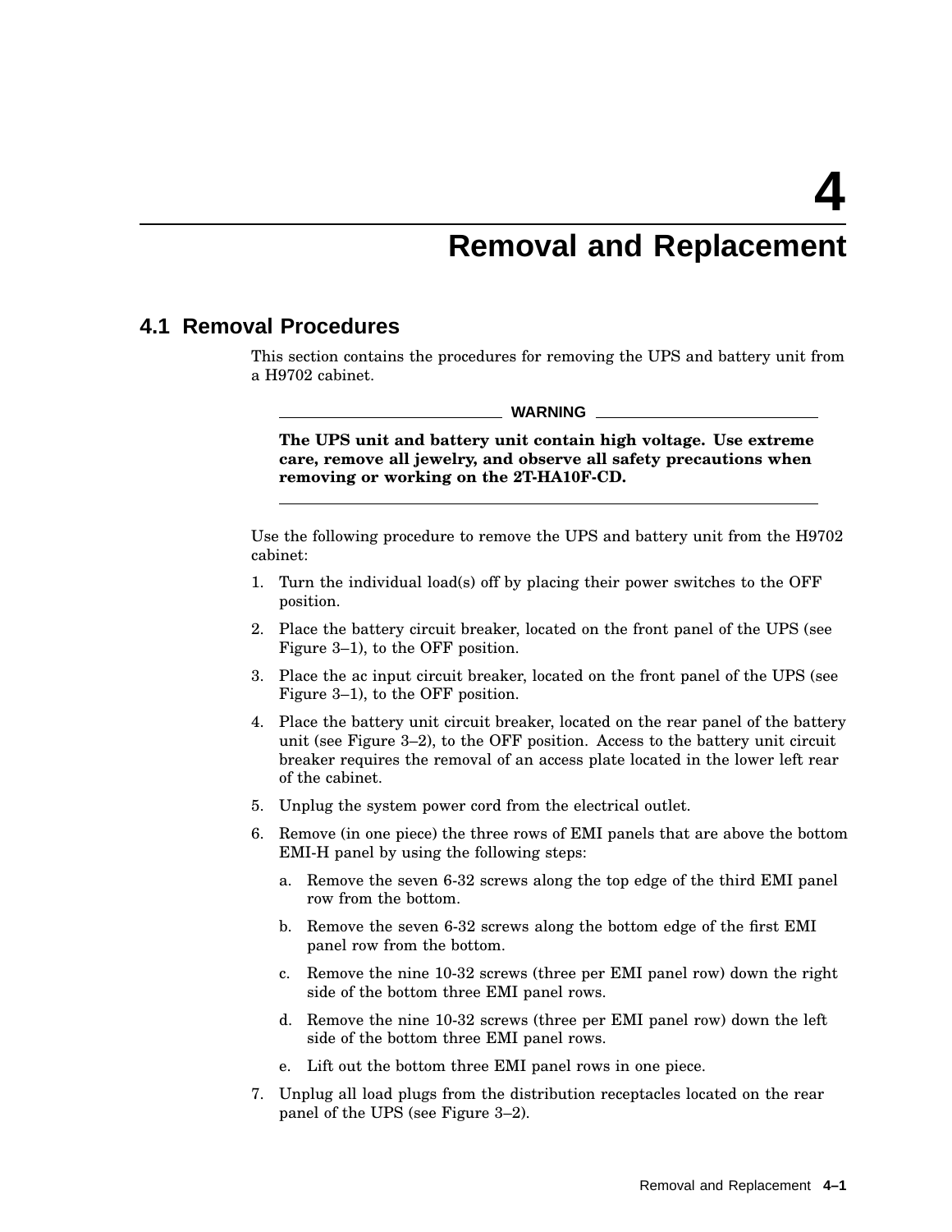# 4 Removal and Replacement

## 4.1 Removal Procedures

This section contains the procedures for removing the UPS and battery unit from a H9702 cabinet.

**WARNING**

**The UPS unit and battery unit contain high voltage. Use extreme care, remove all jewelry, and observe all safety precautions when removing or working on the 2T-HA10F-CD.**

Use the following procedure to remove the UPS and battery unit from the H9702 cabinet:

1. Turn the individual load(s) off by placing their power switches to the OFF position.
2. Place the battery circuit breaker, located on the front panel of the UPS (see Figure 3–1), to the OFF position.
3. Place the ac input circuit breaker, located on the front panel of the UPS (see Figure 3–1), to the OFF position.
4. Place the battery unit circuit breaker, located on the rear panel of the battery unit (see Figure 3–2), to the OFF position. Access to the battery unit circuit breaker requires the removal of an access plate located in the lower left rear of the cabinet.
5. Unplug the system power cord from the electrical outlet.
6. Remove (in one piece) the three rows of EMI panels that are above the bottom EMI-H panel by using the following steps:
   a. Remove the seven 6-32 screws along the top edge of the third EMI panel row from the bottom.
   b. Remove the seven 6-32 screws along the bottom edge of the first EMI panel row from the bottom.
   c. Remove the nine 10-32 screws (three per EMI panel row) down the right side of the bottom three EMI panel rows.
   d. Remove the nine 10-32 screws (three per EMI panel row) down the left side of the bottom three EMI panel rows.
   e. Lift out the bottom three EMI panel rows in one piece.
7. Unplug all load plugs from the distribution receptacles located on the rear panel of the UPS (see Figure 3–2).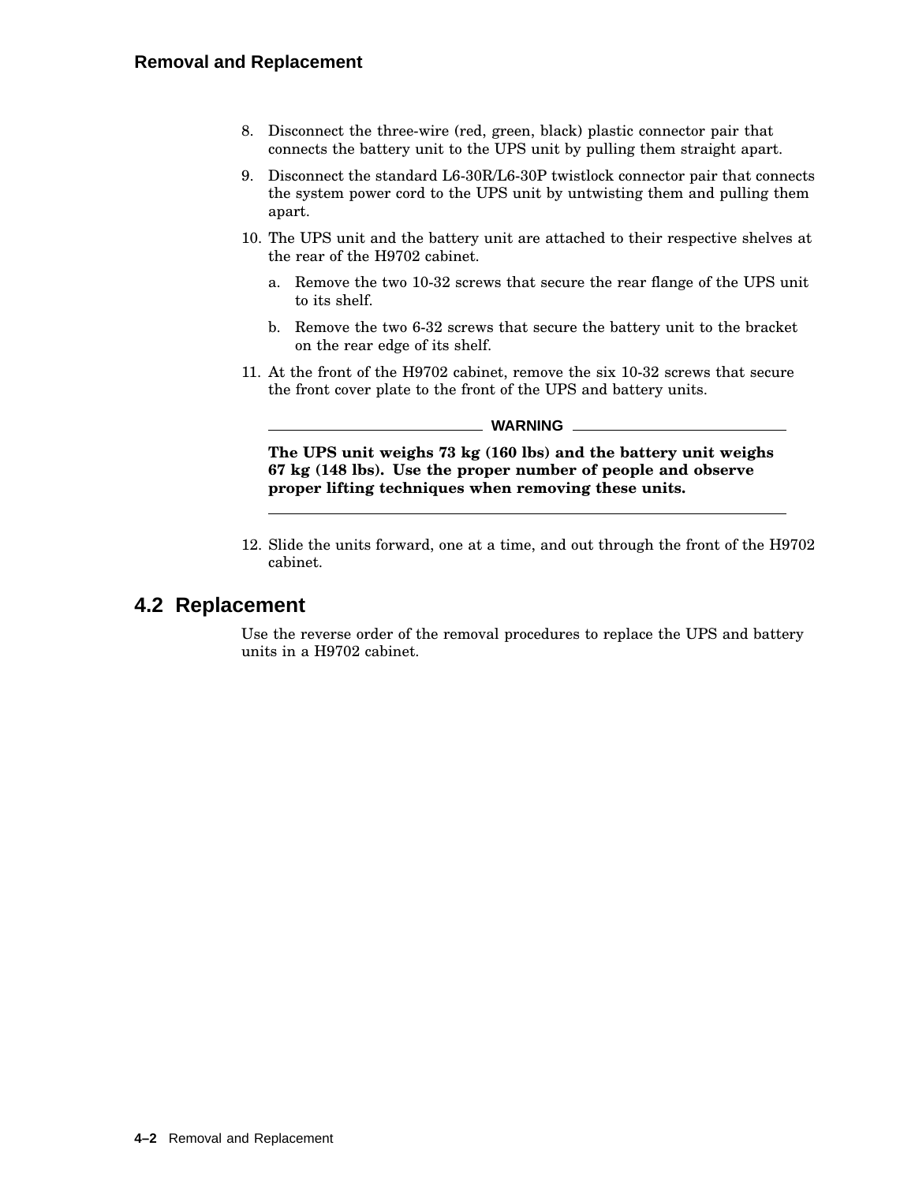8. Disconnect the three-wire (red, green, black) plastic connector pair that connects the battery unit to the UPS unit by pulling them straight apart.
9. Disconnect the standard L6-30R/L6-30P twistlock connector pair that connects the system power cord to the UPS unit by untwisting them and pulling them apart.
10. The UPS unit and the battery unit are attached to their respective shelves at the rear of the H9702 cabinet.
    a. Remove the two 10-32 screws that secure the rear flange of the UPS unit to its shelf.
    b. Remove the two 6-32 screws that secure the battery unit to the bracket on the rear edge of its shelf.
11. At the front of the H9702 cabinet, remove the six 10-32 screws that secure the front cover plate to the front of the UPS and battery units.

---

**WARNING**

**The UPS unit weighs 73 kg (160 lbs) and the battery unit weighs 67 kg (148 lbs). Use the proper number of people and observe proper lifting techniques when removing these units.**

---

12. Slide the units forward, one at a time, and out through the front of the H9702 cabinet.

## 4.2 Replacement

Use the reverse order of the removal procedures to replace the UPS and battery units in a H9702 cabinet.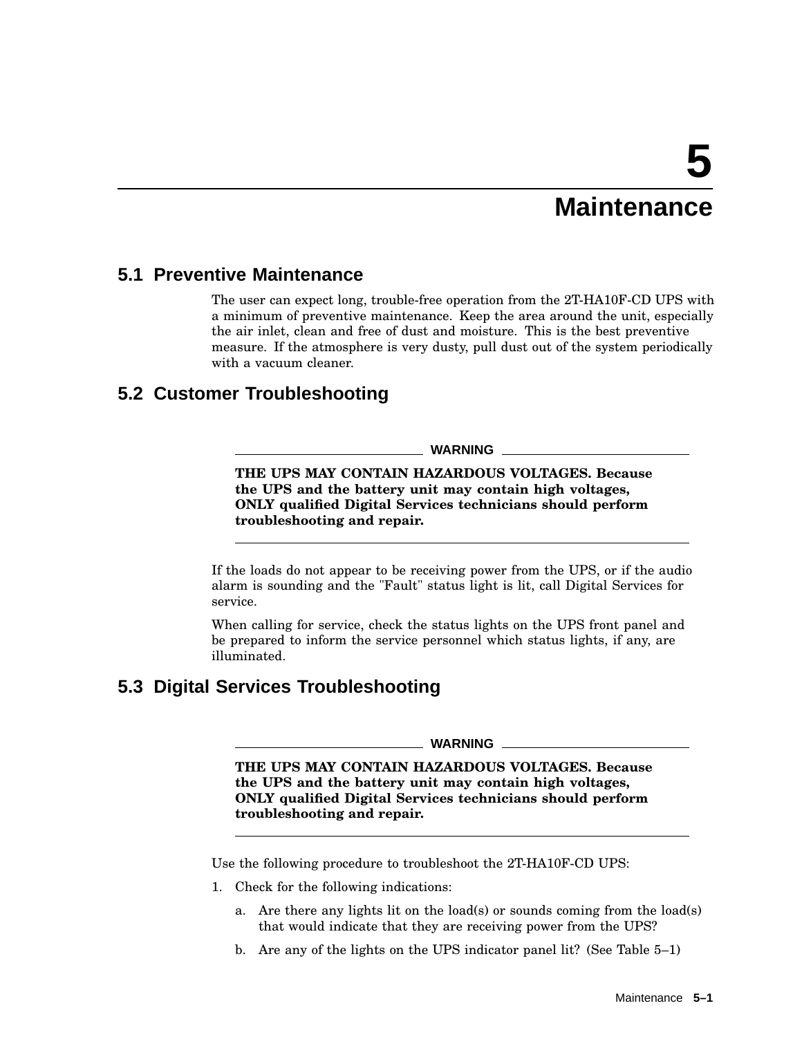# 5 Maintenance

## 5.1 Preventive Maintenance

The user can expect long, trouble-free operation from the 2T-HA10F-CD UPS with a minimum of preventive maintenance. Keep the area around the unit, especially the air inlet, clean and free of dust and moisture. This is the best preventive measure. If the atmosphere is very dusty, pull dust out of the system periodically with a vacuum cleaner.

## 5.2 Customer Troubleshooting

**WARNING**

**THE UPS MAY CONTAIN HAZARDOUS VOLTAGES. Because the UPS and the battery unit may contain high voltages, ONLY qualified Digital Services technicians should perform troubleshooting and repair.**

If the loads do not appear to be receiving power from the UPS, or if the audio alarm is sounding and the "Fault" status light is lit, call Digital Services for service.

When calling for service, check the status lights on the UPS front panel and be prepared to inform the service personnel which status lights, if any, are illuminated.

## 5.3 Digital Services Troubleshooting

**WARNING**

**THE UPS MAY CONTAIN HAZARDOUS VOLTAGES. Because the UPS and the battery unit may contain high voltages, ONLY qualified Digital Services technicians should perform troubleshooting and repair.**

Use the following procedure to troubleshoot the 2T-HA10F-CD UPS:

1. Check for the following indications:
   a. Are there any lights lit on the load(s) or sounds coming from the load(s) that would indicate that they are receiving power from the UPS?
   b. Are any of the lights on the UPS indicator panel lit? (See Table 5–1)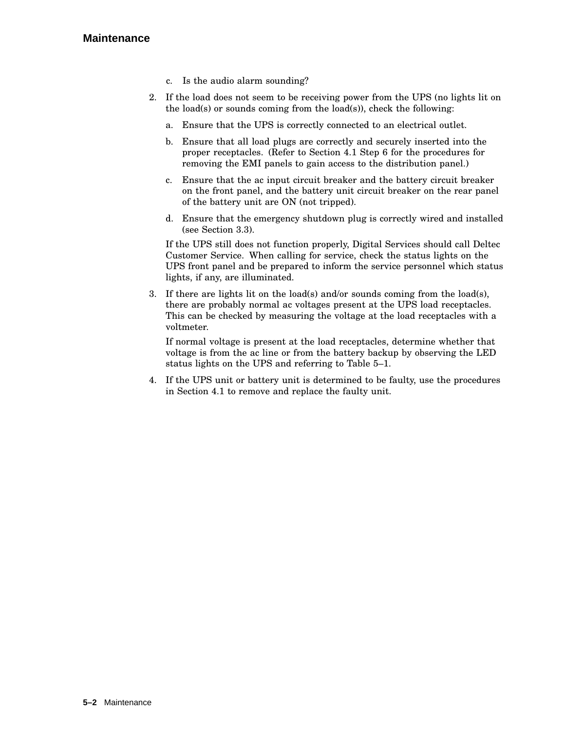c. Is the audio alarm sounding?

2. If the load does not seem to be receiving power from the UPS (no lights lit on the load(s) or sounds coming from the load(s)), check the following:

   a. Ensure that the UPS is correctly connected to an electrical outlet.

   b. Ensure that all load plugs are correctly and securely inserted into the proper receptacles. (Refer to Section 4.1 Step 6 for the procedures for removing the EMI panels to gain access to the distribution panel.)

   c. Ensure that the ac input circuit breaker and the battery circuit breaker on the front panel, and the battery unit circuit breaker on the rear panel of the battery unit are ON (not tripped).

   d. Ensure that the emergency shutdown plug is correctly wired and installed (see Section 3.3).

   If the UPS still does not function properly, Digital Services should call Deltec Customer Service. When calling for service, check the status lights on the UPS front panel and be prepared to inform the service personnel which status lights, if any, are illuminated.

3. If there are lights lit on the load(s) and/or sounds coming from the load(s), there are probably normal ac voltages present at the UPS load receptacles. This can be checked by measuring the voltage at the load receptacles with a voltmeter.

   If normal voltage is present at the load receptacles, determine whether that voltage is from the ac line or from the battery backup by observing the LED status lights on the UPS and referring to Table 5–1.

4. If the UPS unit or battery unit is determined to be faulty, use the procedures in Section 4.1 to remove and replace the faulty unit.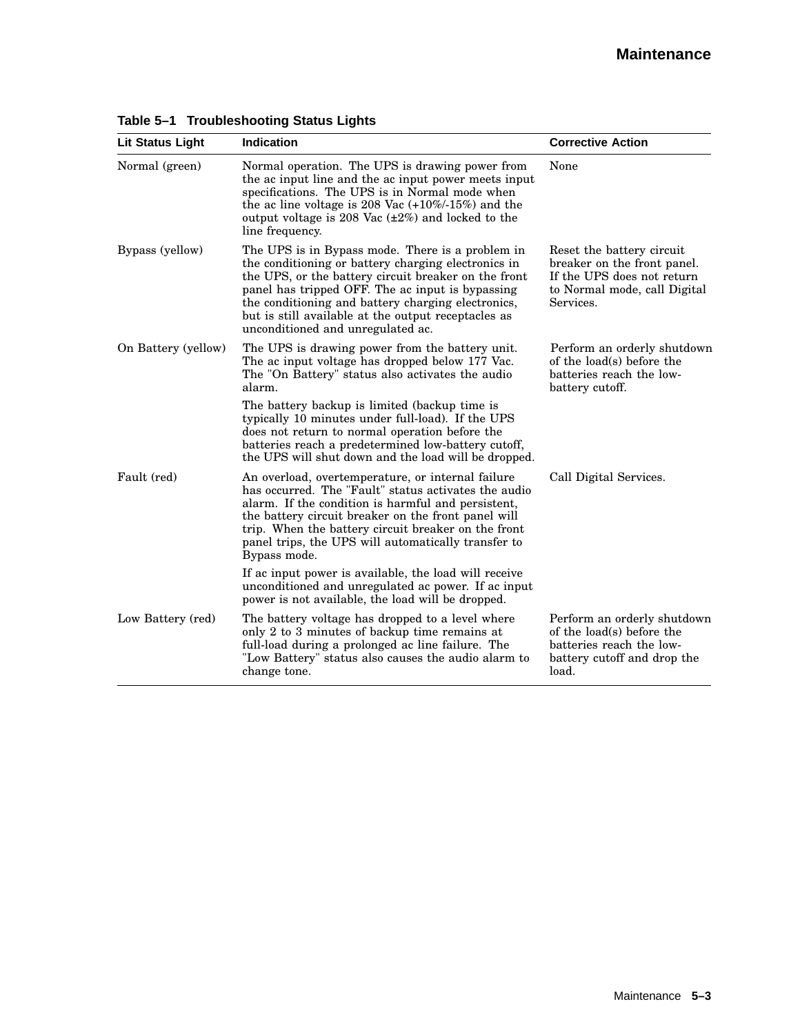**Table 5–1 Troubleshooting Status Lights**

| Lit Status Light | Indication | Corrective Action |
|---|---|---|
| Normal (green) | Normal operation. The UPS is drawing power from the ac input line and the ac input power meets input specifications. The UPS is in Normal mode when the ac line voltage is 208 Vac (+10%/-15%) and the output voltage is 208 Vac (±2%) and locked to the line frequency. | None |
| Bypass (yellow) | The UPS is in Bypass mode. There is a problem in the conditioning or battery charging electronics in the UPS, or the battery circuit breaker on the front panel has tripped OFF. The ac input is bypassing the conditioning and battery charging electronics, but is still available at the output receptacles as unconditioned and unregulated ac. | Reset the battery circuit breaker on the front panel. If the UPS does not return to Normal mode, call Digital Services. |
| On Battery (yellow) | The UPS is drawing power from the battery unit. The ac input voltage has dropped below 177 Vac. The "On Battery" status also activates the audio alarm.<br><br>The battery backup is limited (backup time is typically 10 minutes under full-load). If the UPS does not return to normal operation before the batteries reach a predetermined low-battery cutoff, the UPS will shut down and the load will be dropped. | Perform an orderly shutdown of the load(s) before the batteries reach the low-battery cutoff. |
| Fault (red) | An overload, overtemperature, or internal failure has occurred. The "Fault" status activates the audio alarm. If the condition is harmful and persistent, the battery circuit breaker on the front panel will trip. When the battery circuit breaker on the front panel trips, the UPS will automatically transfer to Bypass mode.<br><br>If ac input power is available, the load will receive unconditioned and unregulated ac power. If ac input power is not available, the load will be dropped. | Call Digital Services. |
| Low Battery (red) | The battery voltage has dropped to a level where only 2 to 3 minutes of backup time remains at full-load during a prolonged ac line failure. The "Low Battery" status also causes the audio alarm to change tone. | Perform an orderly shutdown of the load(s) before the batteries reach the low-battery cutoff and drop the load. |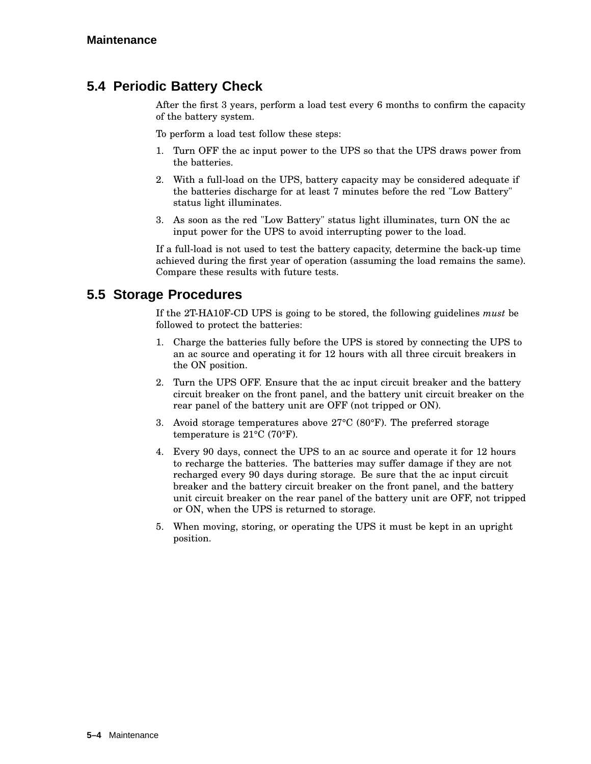## 5.4 Periodic Battery Check

After the first 3 years, perform a load test every 6 months to confirm the capacity of the battery system.

To perform a load test follow these steps:

1. Turn OFF the ac input power to the UPS so that the UPS draws power from the batteries.
2. With a full-load on the UPS, battery capacity may be considered adequate if the batteries discharge for at least 7 minutes before the red "Low Battery" status light illuminates.
3. As soon as the red "Low Battery" status light illuminates, turn ON the ac input power for the UPS to avoid interrupting power to the load.

If a full-load is not used to test the battery capacity, determine the back-up time achieved during the first year of operation (assuming the load remains the same). Compare these results with future tests.

## 5.5 Storage Procedures

If the 2T-HA10F-CD UPS is going to be stored, the following guidelines *must* be followed to protect the batteries:

1. Charge the batteries fully before the UPS is stored by connecting the UPS to an ac source and operating it for 12 hours with all three circuit breakers in the ON position.
2. Turn the UPS OFF. Ensure that the ac input circuit breaker and the battery circuit breaker on the front panel, and the battery unit circuit breaker on the rear panel of the battery unit are OFF (not tripped or ON).
3. Avoid storage temperatures above 27°C (80°F). The preferred storage temperature is 21°C (70°F).
4. Every 90 days, connect the UPS to an ac source and operate it for 12 hours to recharge the batteries. The batteries may suffer damage if they are not recharged every 90 days during storage. Be sure that the ac input circuit breaker and the battery circuit breaker on the front panel, and the battery unit circuit breaker on the rear panel of the battery unit are OFF, not tripped or ON, when the UPS is returned to storage.
5. When moving, storing, or operating the UPS it must be kept in an upright position.